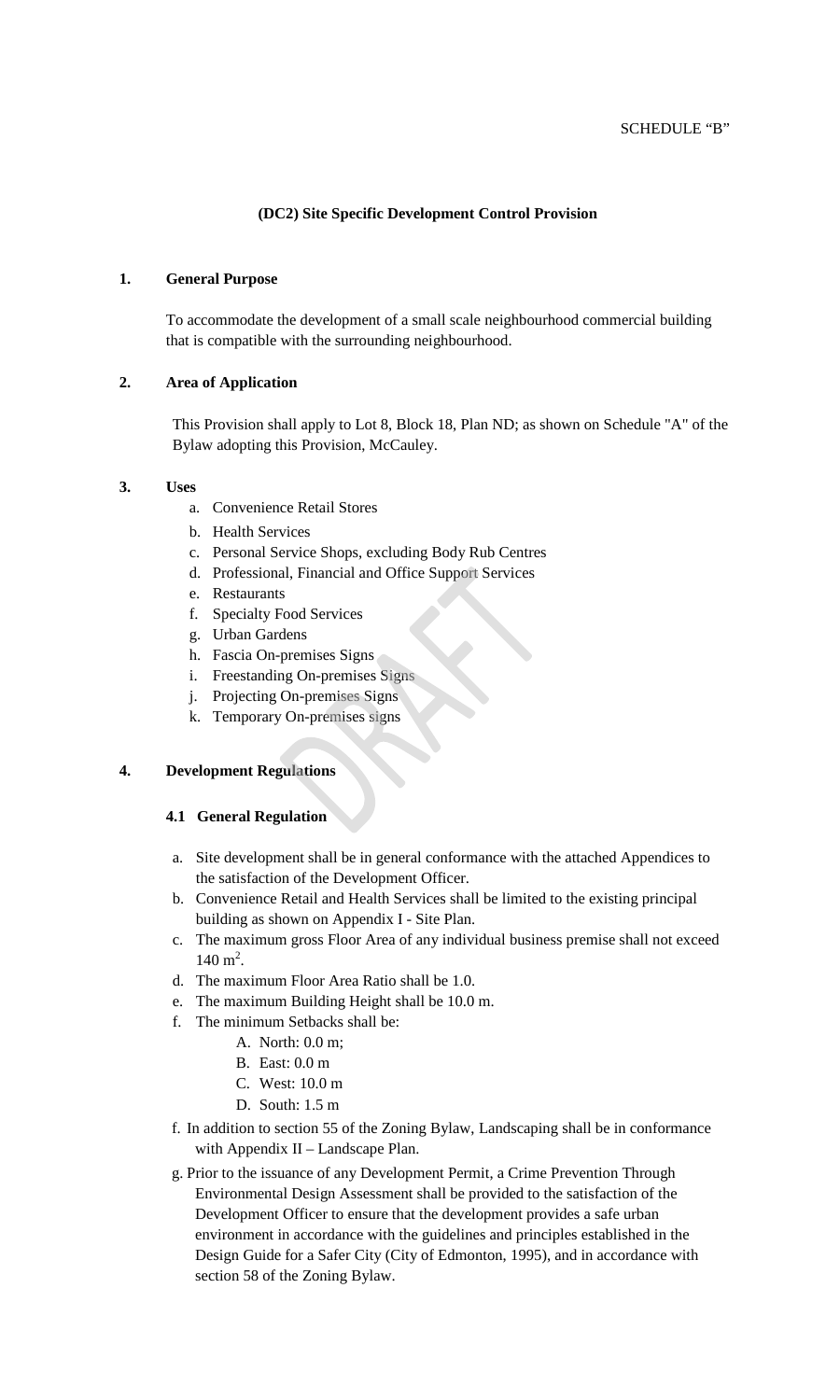SCHEDULE “B”

## (DC2) Site Specific Development Control Provision

### 1. General Purpose

To accommodate the development of a small scale neighbourhood commercial building that is compatible with the surrounding neighbourhood.

### 2. Area of Application

This Provision shall apply to Lot 8, Block 18, Plan ND; as shown on Schedule "A" of the Bylaw adopting this Provision, McCauley.

### 3. Uses

a. Convenience Retail Stores
b. Health Services
c. Personal Service Shops, excluding Body Rub Centres
d. Professional, Financial and Office Support Services
e. Restaurants
f. Specialty Food Services
g. Urban Gardens
h. Fascia On-premises Signs
i. Freestanding On-premises Signs
j. Projecting On-premises Signs
k. Temporary On-premises signs

### 4. Development Regulations

#### 4.1 General Regulation

a. Site development shall be in general conformance with the attached Appendices to the satisfaction of the Development Officer.
b. Convenience Retail and Health Services shall be limited to the existing principal building as shown on Appendix I - Site Plan.
c. The maximum gross Floor Area of any individual business premise shall not exceed 140 $m^2$.
d. The maximum Floor Area Ratio shall be 1.0.
e. The maximum Building Height shall be 10.0 m.
f. The minimum Setbacks shall be:
   A. North: 0.0 m;
   B. East: 0.0 m
   C. West: 10.0 m
   D. South: 1.5 m

f. In addition to section 55 of the Zoning Bylaw, Landscaping shall be in conformance with Appendix II – Landscape Plan.

g. Prior to the issuance of any Development Permit, a Crime Prevention Through Environmental Design Assessment shall be provided to the satisfaction of the Development Officer to ensure that the development provides a safe urban environment in accordance with the guidelines and principles established in the Design Guide for a Safer City (City of Edmonton, 1995), and in accordance with section 58 of the Zoning Bylaw.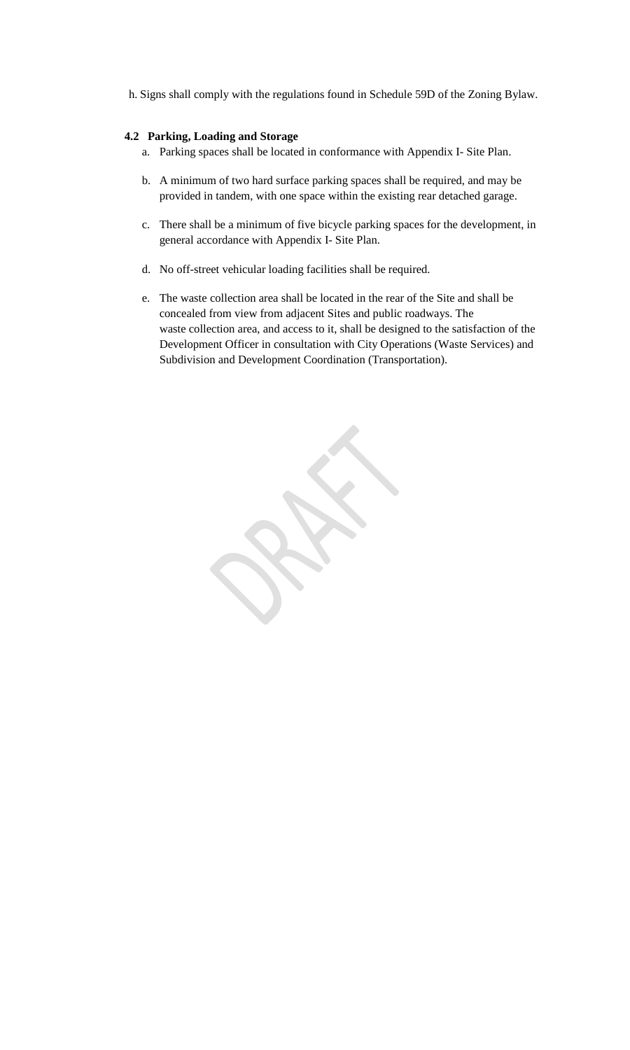h. Signs shall comply with the regulations found in Schedule 59D of the Zoning Bylaw.

**4.2 Parking, Loading and Storage**

a. Parking spaces shall be located in conformance with Appendix I- Site Plan.

b. A minimum of two hard surface parking spaces shall be required, and may be provided in tandem, with one space within the existing rear detached garage.

c. There shall be a minimum of five bicycle parking spaces for the development, in general accordance with Appendix I- Site Plan.

d. No off-street vehicular loading facilities shall be required.

e. The waste collection area shall be located in the rear of the Site and shall be concealed from view from adjacent Sites and public roadways. The waste collection area, and access to it, shall be designed to the satisfaction of the Development Officer in consultation with City Operations (Waste Services) and Subdivision and Development Coordination (Transportation).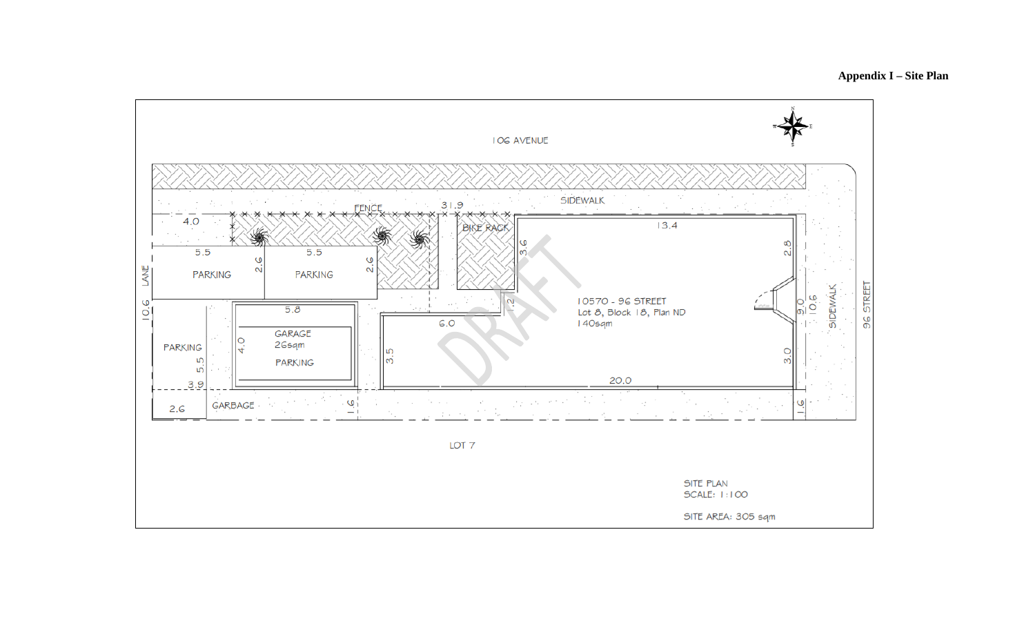**Appendix I – Site Plan**

106 AVENUE

SIDEWALK

FENCE

31.9

4.0

BIKE RACK

13.4

5.5

PARKING

2.6

5.5

PARKING

2.6

3.6

2.8

LANE

10.6

5.8

1.2

10570 - 96 STREET
Lot 8, Block 18, Plan ND
140sqm

9.0

10.6

SIDEWALK

96 STREET

6.0

PARKING

4.0

GARAGE
26sqm

PARKING

5.5

3.5

3.0

20.0

3.9

2.6

GARBAGE

1.6

1.6

LOT 7

DRAFT

SITE PLAN
SCALE: 1:100

SITE AREA: 305 sqm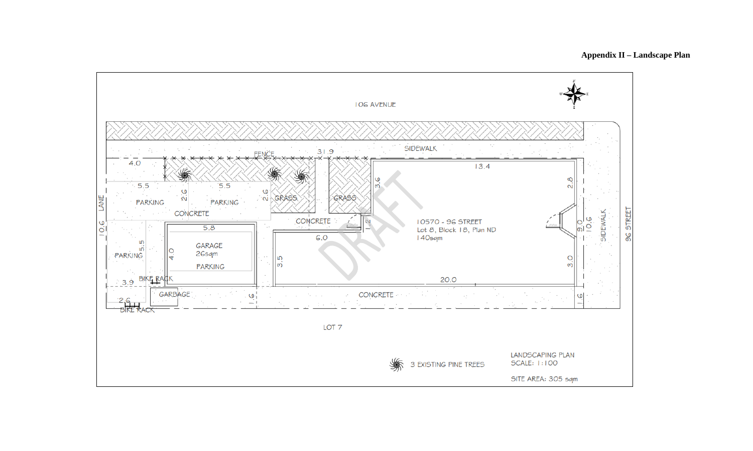**Appendix II – Landscape Plan**

106 AVENUE

SIDEWALK

FENCE

31.9

4.0

5.5

5.5

2.6

2.6

PARKING

PARKING

CONCRETE

GRASS

GRASS

3.6

13.4

2.8

LANE

10.6

CONCRETE

1.2

10570 - 96 STREET
Lot 8, Block 18, Plan ND
140sqm

9.0

10.6

SIDEWALK

96 STREET

5.8

GARAGE
26sqm

PARKING

4.0

5.5

PARKING

6.0

3.5

3.0

20.0

3.9

BIKE RACK

GARBAGE

1.6

CONCRETE

1.6

2.6

BIKE RACK

LOT 7

3 EXISTING PINE TREES

LANDSCAPING PLAN
SCALE: 1:100

SITE AREA: 305 sqm

DRAFT